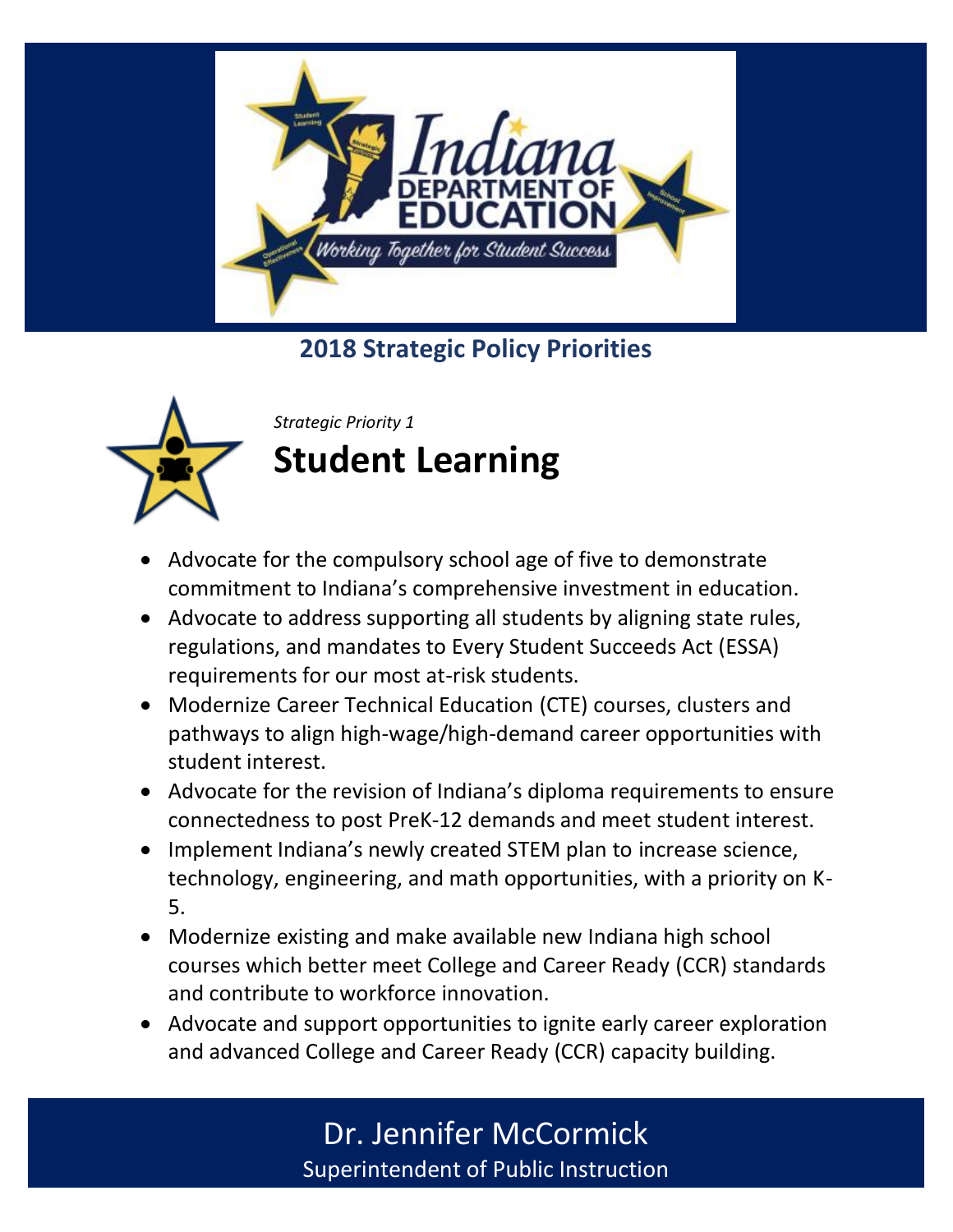# 2018 Strategic Policy Priorities

*Strategic Priority 1*

## Student Learning

- Advocate for the compulsory school age of five to demonstrate commitment to Indiana's comprehensive investment in education.
- Advocate to address supporting all students by aligning state rules, regulations, and mandates to Every Student Succeeds Act (ESSA) requirements for our most at-risk students.
- Modernize Career Technical Education (CTE) courses, clusters and pathways to align high-wage/high-demand career opportunities with student interest.
- Advocate for the revision of Indiana's diploma requirements to ensure connectedness to post PreK-12 demands and meet student interest.
- Implement Indiana's newly created STEM plan to increase science, technology, engineering, and math opportunities, with a priority on K-5.
- Modernize existing and make available new Indiana high school courses which better meet College and Career Ready (CCR) standards and contribute to workforce innovation.
- Advocate and support opportunities to ignite early career exploration and advanced College and Career Ready (CCR) capacity building.

Dr. Jennifer McCormick
Superintendent of Public Instruction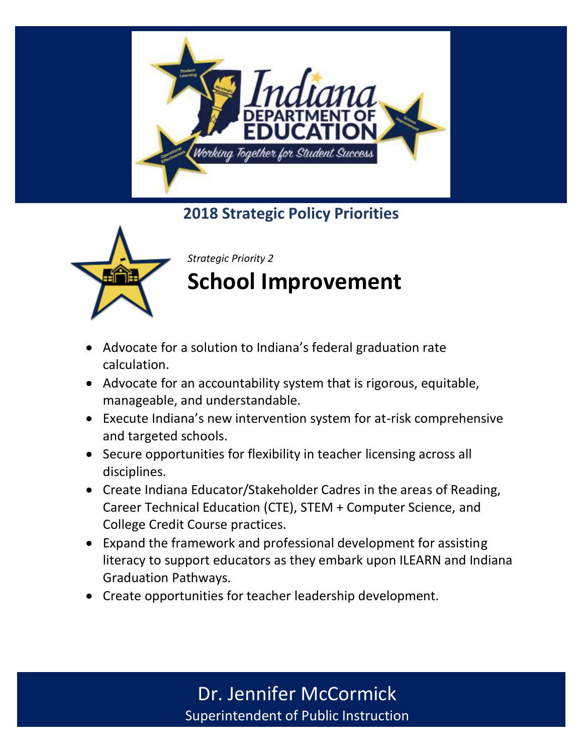## 2018 Strategic Policy Priorities

*Strategic Priority 2*

# School Improvement

- Advocate for a solution to Indiana's federal graduation rate calculation.
- Advocate for an accountability system that is rigorous, equitable, manageable, and understandable.
- Execute Indiana's new intervention system for at-risk comprehensive and targeted schools.
- Secure opportunities for flexibility in teacher licensing across all disciplines.
- Create Indiana Educator/Stakeholder Cadres in the areas of Reading, Career Technical Education (CTE), STEM + Computer Science, and College Credit Course practices.
- Expand the framework and professional development for assisting literacy to support educators as they embark upon ILEARN and Indiana Graduation Pathways.
- Create opportunities for teacher leadership development.

Dr. Jennifer McCormick
Superintendent of Public Instruction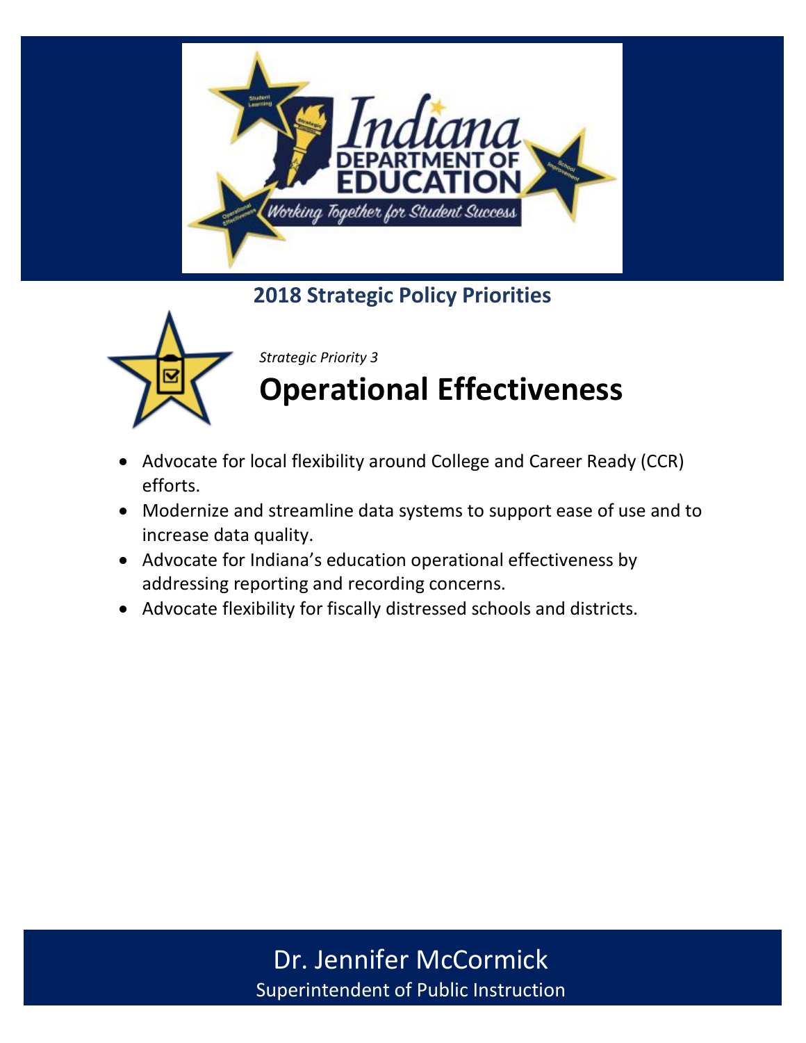## 2018 Strategic Policy Priorities

*Strategic Priority 3*

# Operational Effectiveness

- Advocate for local flexibility around College and Career Ready (CCR) efforts.
- Modernize and streamline data systems to support ease of use and to increase data quality.
- Advocate for Indiana's education operational effectiveness by addressing reporting and recording concerns.
- Advocate flexibility for fiscally distressed schools and districts.

Dr. Jennifer McCormick
Superintendent of Public Instruction